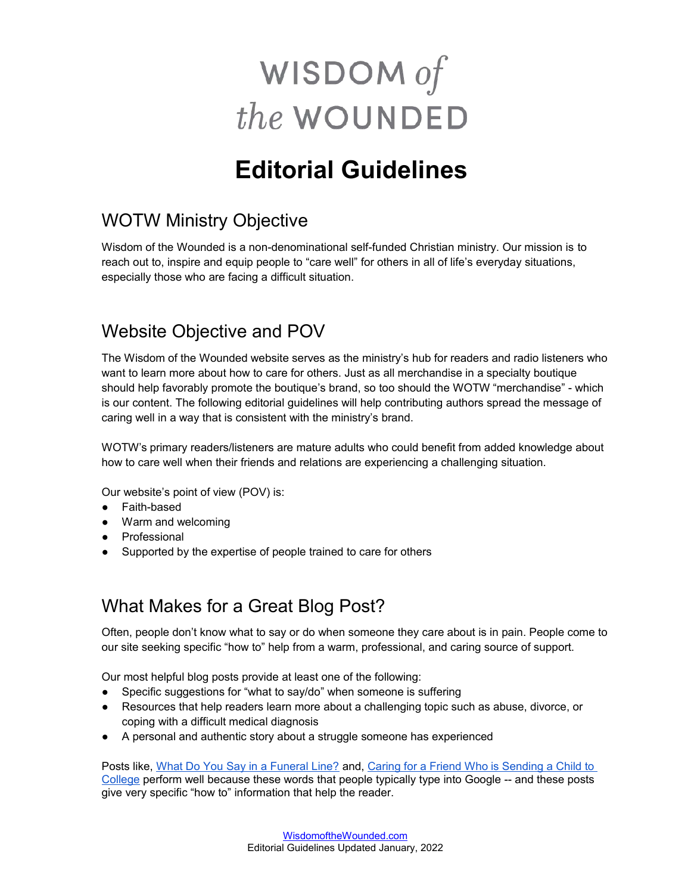# WISDOM *of* *the* WOUNDED

# Editorial Guidelines

## WOTW Ministry Objective

Wisdom of the Wounded is a non-denominational self-funded Christian ministry. Our mission is to reach out to, inspire and equip people to "care well" for others in all of life's everyday situations, especially those who are facing a difficult situation.

## Website Objective and POV

The Wisdom of the Wounded website serves as the ministry's hub for readers and radio listeners who want to learn more about how to care for others. Just as all merchandise in a specialty boutique should help favorably promote the boutique's brand, so too should the WOTW "merchandise" - which is our content. The following editorial guidelines will help contributing authors spread the message of caring well in a way that is consistent with the ministry's brand.

WOTW's primary readers/listeners are mature adults who could benefit from added knowledge about how to care well when their friends and relations are experiencing a challenging situation.

Our website's point of view (POV) is:

- Faith-based
- Warm and welcoming
- Professional
- Supported by the expertise of people trained to care for others

## What Makes for a Great Blog Post?

Often, people don't know what to say or do when someone they care about is in pain. People come to our site seeking specific "how to" help from a warm, professional, and caring source of support.

Our most helpful blog posts provide at least one of the following:

- Specific suggestions for "what to say/do" when someone is suffering
- Resources that help readers learn more about a challenging topic such as abuse, divorce, or coping with a difficult medical diagnosis
- A personal and authentic story about a struggle someone has experienced

Posts like, What Do You Say in a Funeral Line? and, Caring for a Friend Who is Sending a Child to College perform well because these words that people typically type into Google -- and these posts give very specific "how to" information that help the reader.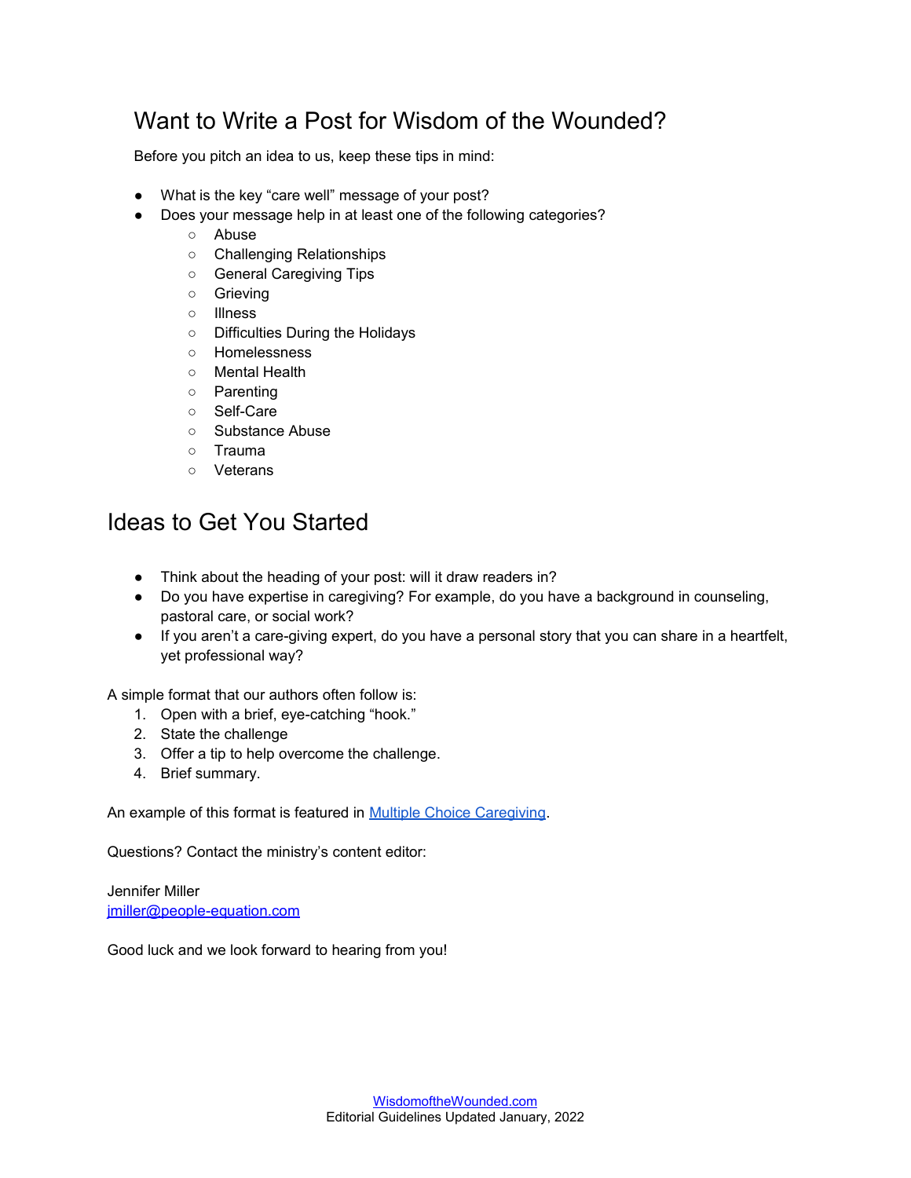## Want to Write a Post for Wisdom of the Wounded?

Before you pitch an idea to us, keep these tips in mind:

- What is the key "care well" message of your post?
- Does your message help in at least one of the following categories?
  - Abuse
  - Challenging Relationships
  - General Caregiving Tips
  - Grieving
  - Illness
  - Difficulties During the Holidays
  - Homelessness
  - Mental Health
  - Parenting
  - Self-Care
  - Substance Abuse
  - Trauma
  - Veterans

## Ideas to Get You Started

- Think about the heading of your post: will it draw readers in?
- Do you have expertise in caregiving? For example, do you have a background in counseling, pastoral care, or social work?
- If you aren't a care-giving expert, do you have a personal story that you can share in a heartfelt, yet professional way?

A simple format that our authors often follow is:

1. Open with a brief, eye-catching "hook."
2. State the challenge
3. Offer a tip to help overcome the challenge.
4. Brief summary.

An example of this format is featured in Multiple Choice Caregiving.

Questions? Contact the ministry's content editor:

Jennifer Miller
jmiller@people-equation.com

Good luck and we look forward to hearing from you!

WisdomoftheWounded.com
Editorial Guidelines Updated January, 2022